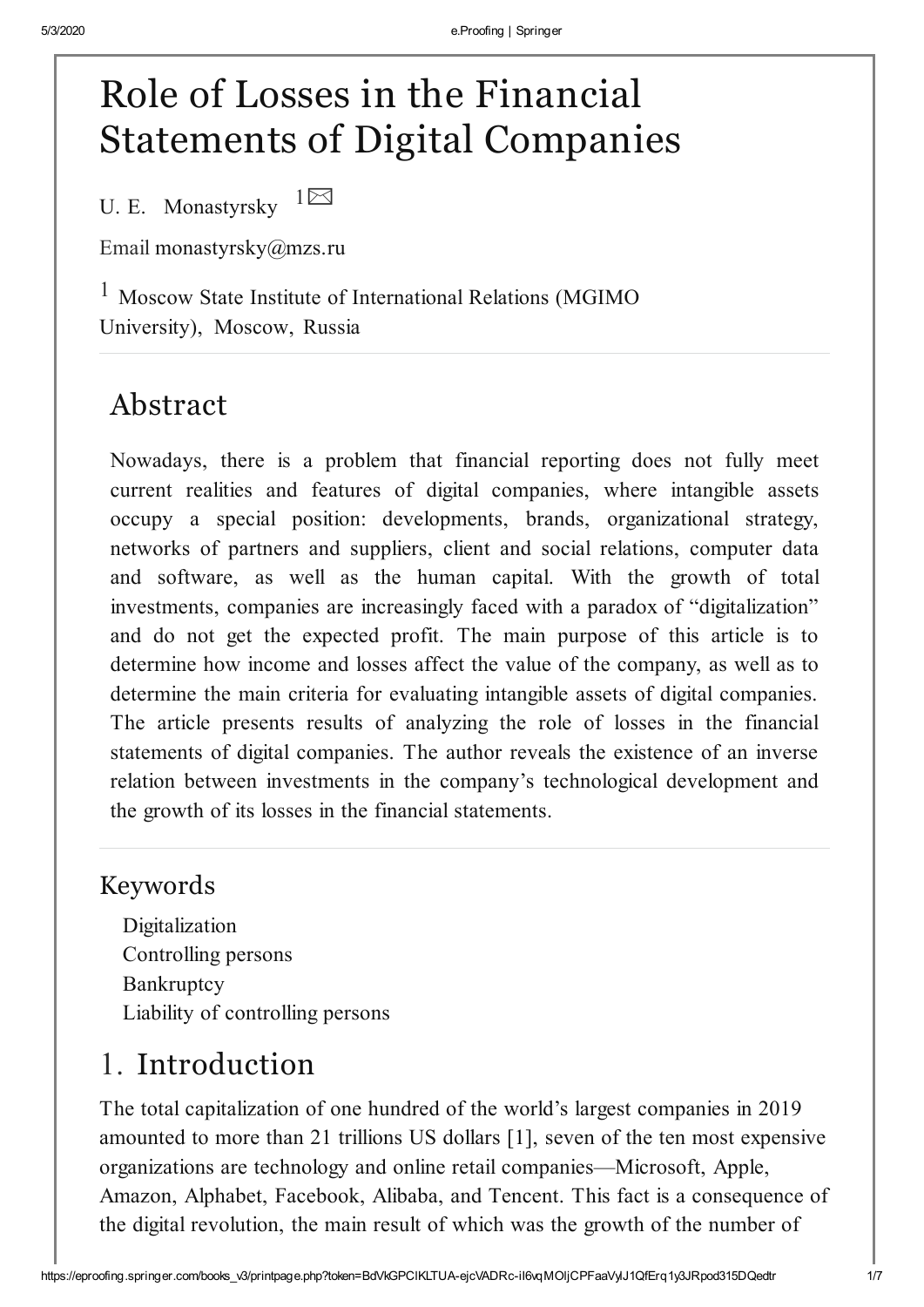# Role of Losses in the Financial Statements of Digital Companies

U. E. Monastyrsky [1]

Email monastyrsky@mzs.ru

[1] Moscow State Institute of International Relations (MGIMO University), Moscow, Russia

## Abstract

Nowadays, there is a problem that financial reporting does not fully meet current realities and features of digital companies, where intangible assets occupy a special position: developments, brands, organizational strategy, networks of partners and suppliers, client and social relations, computer data and software, as well as the human capital. With the growth of total investments, companies are increasingly faced with a paradox of "digitalization" and do not get the expected profit. The main purpose of this article is to determine how income and losses affect the value of the company, as well as to determine the main criteria for evaluating intangible assets of digital companies. The article presents results of analyzing the role of losses in the financial statements of digital companies. The author reveals the existence of an inverse relation between investments in the company's technological development and the growth of its losses in the financial statements.

### Keywords

- Digitalization
- Controlling persons
- Bankruptcy
- Liability of controlling persons

## 1. Introduction

The total capitalization of one hundred of the world's largest companies in 2019 amounted to more than 21 trillions US dollars [1], seven of the ten most expensive organizations are technology and online retail companies—Microsoft, Apple, Amazon, Alphabet, Facebook, Alibaba, and Tencent. This fact is a consequence of the digital revolution, the main result of which was the growth of the number of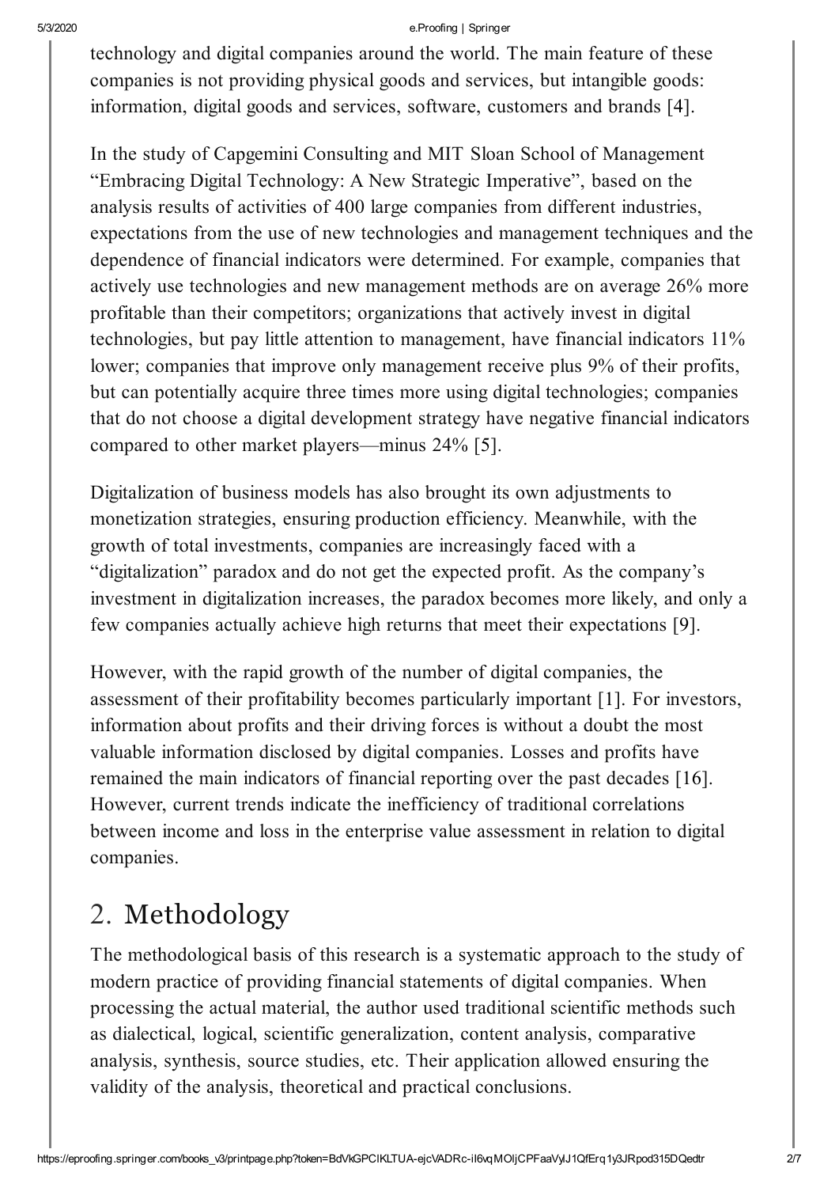technology and digital companies around the world. The main feature of these companies is not providing physical goods and services, but intangible goods: information, digital goods and services, software, customers and brands [4].

In the study of Capgemini Consulting and MIT Sloan School of Management "Embracing Digital Technology: A New Strategic Imperative", based on the analysis results of activities of 400 large companies from different industries, expectations from the use of new technologies and management techniques and the dependence of financial indicators were determined. For example, companies that actively use technologies and new management methods are on average 26% more profitable than their competitors; organizations that actively invest in digital technologies, but pay little attention to management, have financial indicators 11% lower; companies that improve only management receive plus 9% of their profits, but can potentially acquire three times more using digital technologies; companies that do not choose a digital development strategy have negative financial indicators compared to other market players—minus 24% [5].

Digitalization of business models has also brought its own adjustments to monetization strategies, ensuring production efficiency. Meanwhile, with the growth of total investments, companies are increasingly faced with a "digitalization" paradox and do not get the expected profit. As the company's investment in digitalization increases, the paradox becomes more likely, and only a few companies actually achieve high returns that meet their expectations [9].

However, with the rapid growth of the number of digital companies, the assessment of their profitability becomes particularly important [1]. For investors, information about profits and their driving forces is without a doubt the most valuable information disclosed by digital companies. Losses and profits have remained the main indicators of financial reporting over the past decades [16]. However, current trends indicate the inefficiency of traditional correlations between income and loss in the enterprise value assessment in relation to digital companies.

## 2. Methodology

The methodological basis of this research is a systematic approach to the study of modern practice of providing financial statements of digital companies. When processing the actual material, the author used traditional scientific methods such as dialectical, logical, scientific generalization, content analysis, comparative analysis, synthesis, source studies, etc. Their application allowed ensuring the validity of the analysis, theoretical and practical conclusions.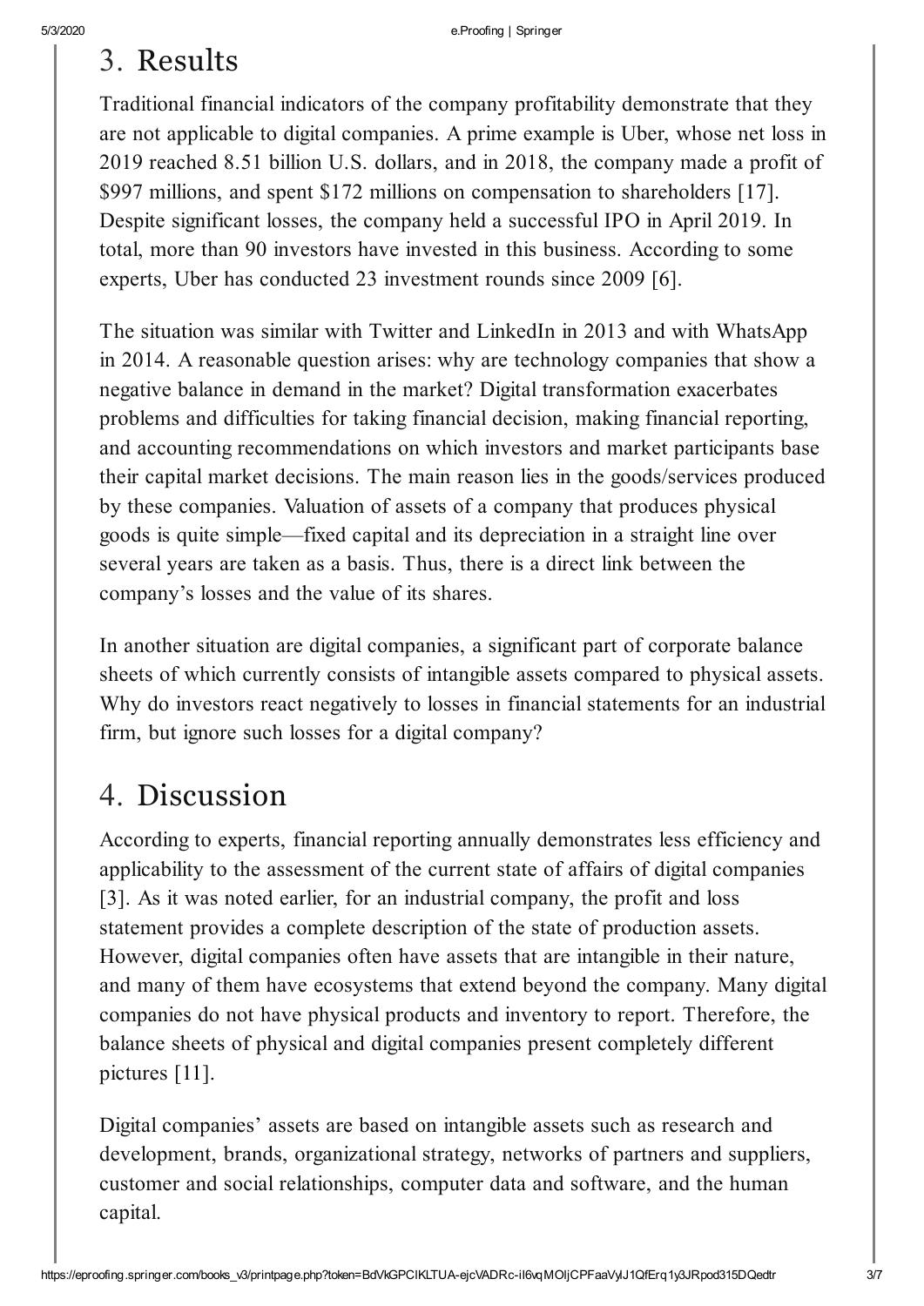## 3. Results

Traditional financial indicators of the company profitability demonstrate that they are not applicable to digital companies. A prime example is Uber, whose net loss in 2019 reached 8.51 billion U.S. dollars, and in 2018, the company made a profit of $997 millions, and spent $172 millions on compensation to shareholders [17]. Despite significant losses, the company held a successful IPO in April 2019. In total, more than 90 investors have invested in this business. According to some experts, Uber has conducted 23 investment rounds since 2009 [6].

The situation was similar with Twitter and LinkedIn in 2013 and with WhatsApp in 2014. A reasonable question arises: why are technology companies that show a negative balance in demand in the market? Digital transformation exacerbates problems and difficulties for taking financial decision, making financial reporting, and accounting recommendations on which investors and market participants base their capital market decisions. The main reason lies in the goods/services produced by these companies. Valuation of assets of a company that produces physical goods is quite simple—fixed capital and its depreciation in a straight line over several years are taken as a basis. Thus, there is a direct link between the company's losses and the value of its shares.

In another situation are digital companies, a significant part of corporate balance sheets of which currently consists of intangible assets compared to physical assets. Why do investors react negatively to losses in financial statements for an industrial firm, but ignore such losses for a digital company?

## 4. Discussion

According to experts, financial reporting annually demonstrates less efficiency and applicability to the assessment of the current state of affairs of digital companies [3]. As it was noted earlier, for an industrial company, the profit and loss statement provides a complete description of the state of production assets. However, digital companies often have assets that are intangible in their nature, and many of them have ecosystems that extend beyond the company. Many digital companies do not have physical products and inventory to report. Therefore, the balance sheets of physical and digital companies present completely different pictures [11].

Digital companies' assets are based on intangible assets such as research and development, brands, organizational strategy, networks of partners and suppliers, customer and social relationships, computer data and software, and the human capital.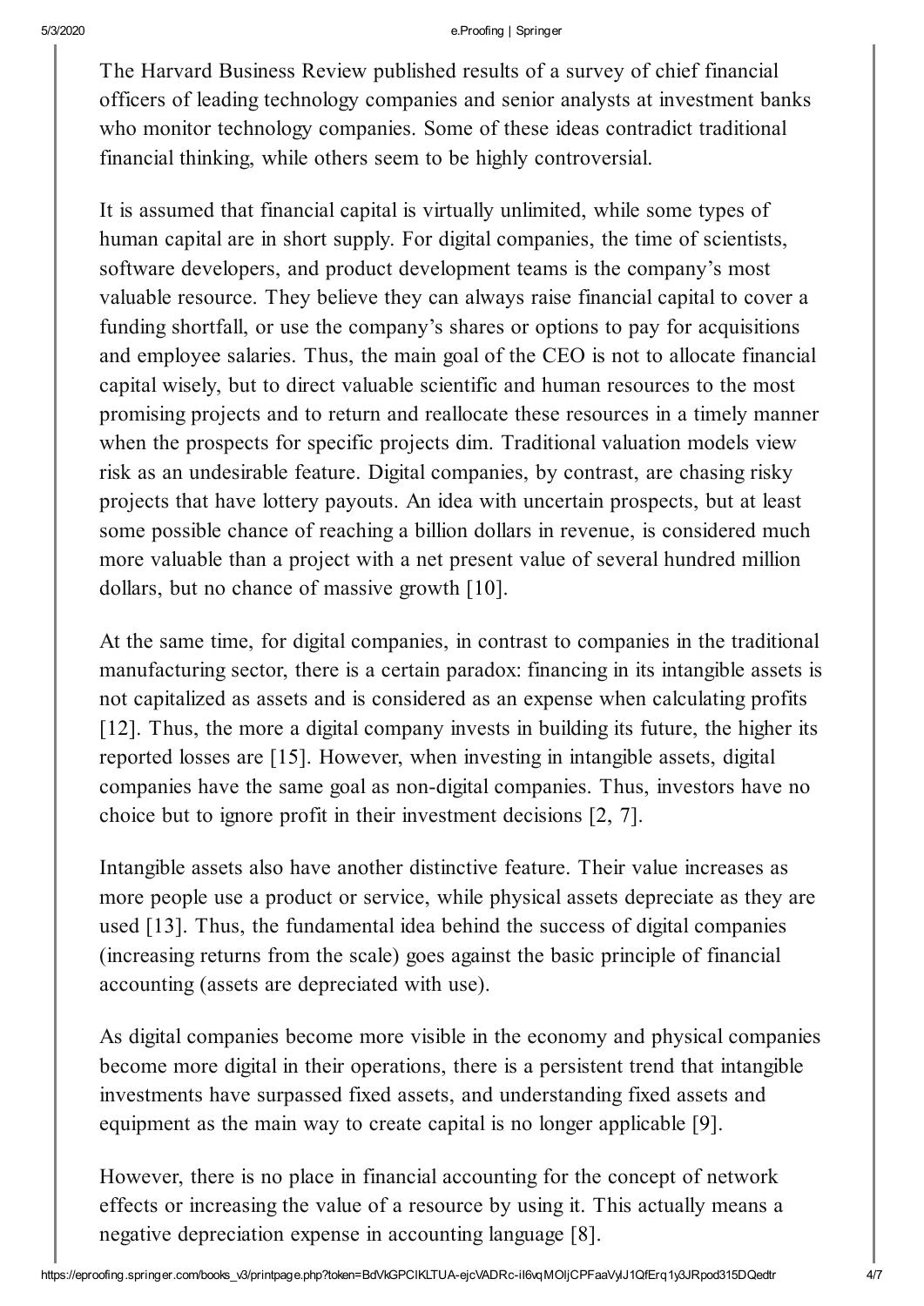The Harvard Business Review published results of a survey of chief financial officers of leading technology companies and senior analysts at investment banks who monitor technology companies. Some of these ideas contradict traditional financial thinking, while others seem to be highly controversial.

It is assumed that financial capital is virtually unlimited, while some types of human capital are in short supply. For digital companies, the time of scientists, software developers, and product development teams is the company's most valuable resource. They believe they can always raise financial capital to cover a funding shortfall, or use the company's shares or options to pay for acquisitions and employee salaries. Thus, the main goal of the CEO is not to allocate financial capital wisely, but to direct valuable scientific and human resources to the most promising projects and to return and reallocate these resources in a timely manner when the prospects for specific projects dim. Traditional valuation models view risk as an undesirable feature. Digital companies, by contrast, are chasing risky projects that have lottery payouts. An idea with uncertain prospects, but at least some possible chance of reaching a billion dollars in revenue, is considered much more valuable than a project with a net present value of several hundred million dollars, but no chance of massive growth [10].

At the same time, for digital companies, in contrast to companies in the traditional manufacturing sector, there is a certain paradox: financing in its intangible assets is not capitalized as assets and is considered as an expense when calculating profits [12]. Thus, the more a digital company invests in building its future, the higher its reported losses are [15]. However, when investing in intangible assets, digital companies have the same goal as non-digital companies. Thus, investors have no choice but to ignore profit in their investment decisions [2, 7].

Intangible assets also have another distinctive feature. Their value increases as more people use a product or service, while physical assets depreciate as they are used [13]. Thus, the fundamental idea behind the success of digital companies (increasing returns from the scale) goes against the basic principle of financial accounting (assets are depreciated with use).

As digital companies become more visible in the economy and physical companies become more digital in their operations, there is a persistent trend that intangible investments have surpassed fixed assets, and understanding fixed assets and equipment as the main way to create capital is no longer applicable [9].

However, there is no place in financial accounting for the concept of network effects or increasing the value of a resource by using it. This actually means a negative depreciation expense in accounting language [8].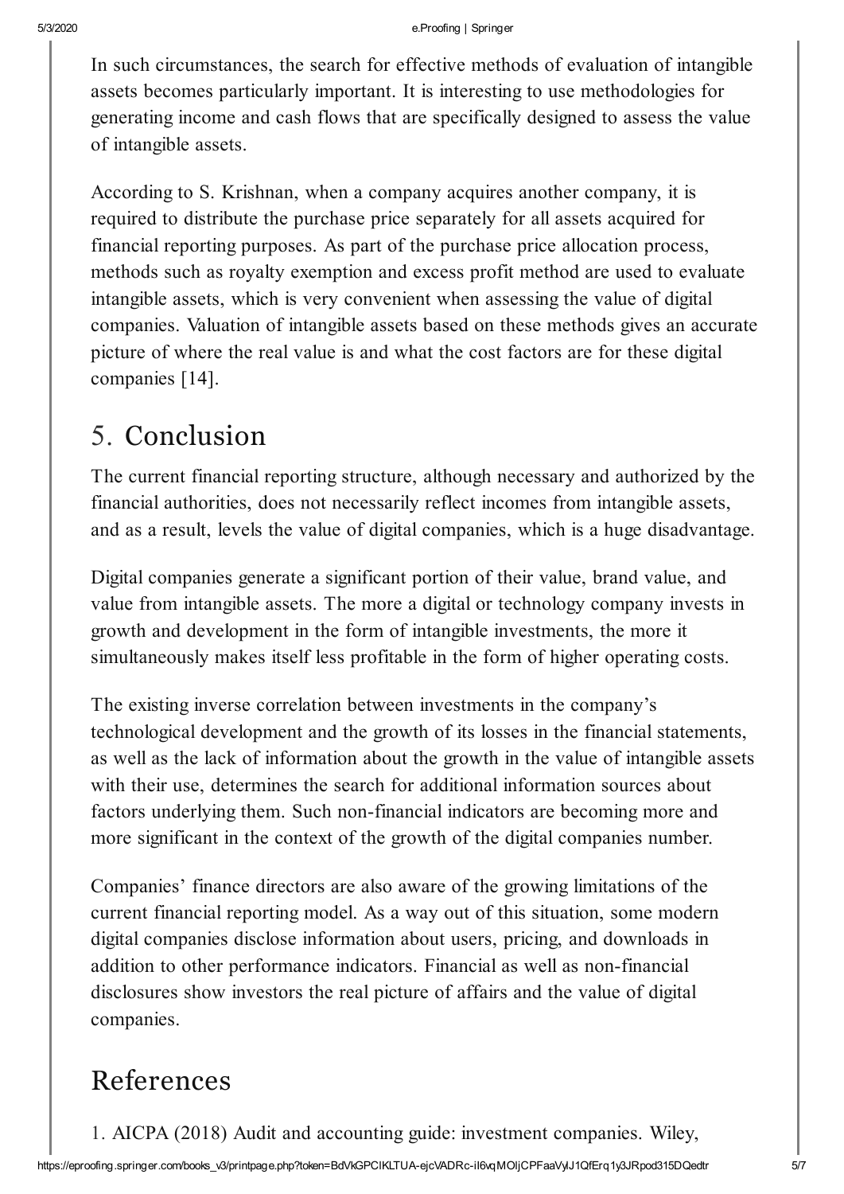In such circumstances, the search for effective methods of evaluation of intangible assets becomes particularly important. It is interesting to use methodologies for generating income and cash flows that are specifically designed to assess the value of intangible assets.

According to S. Krishnan, when a company acquires another company, it is required to distribute the purchase price separately for all assets acquired for financial reporting purposes. As part of the purchase price allocation process, methods such as royalty exemption and excess profit method are used to evaluate intangible assets, which is very convenient when assessing the value of digital companies. Valuation of intangible assets based on these methods gives an accurate picture of where the real value is and what the cost factors are for these digital companies [14].

## 5. Conclusion

The current financial reporting structure, although necessary and authorized by the financial authorities, does not necessarily reflect incomes from intangible assets, and as a result, levels the value of digital companies, which is a huge disadvantage.

Digital companies generate a significant portion of their value, brand value, and value from intangible assets. The more a digital or technology company invests in growth and development in the form of intangible investments, the more it simultaneously makes itself less profitable in the form of higher operating costs.

The existing inverse correlation between investments in the company's technological development and the growth of its losses in the financial statements, as well as the lack of information about the growth in the value of intangible assets with their use, determines the search for additional information sources about factors underlying them. Such non-financial indicators are becoming more and more significant in the context of the growth of the digital companies number.

Companies' finance directors are also aware of the growing limitations of the current financial reporting model. As a way out of this situation, some modern digital companies disclose information about users, pricing, and downloads in addition to other performance indicators. Financial as well as non-financial disclosures show investors the real picture of affairs and the value of digital companies.

## References

1. AICPA (2018) Audit and accounting guide: investment companies. Wiley,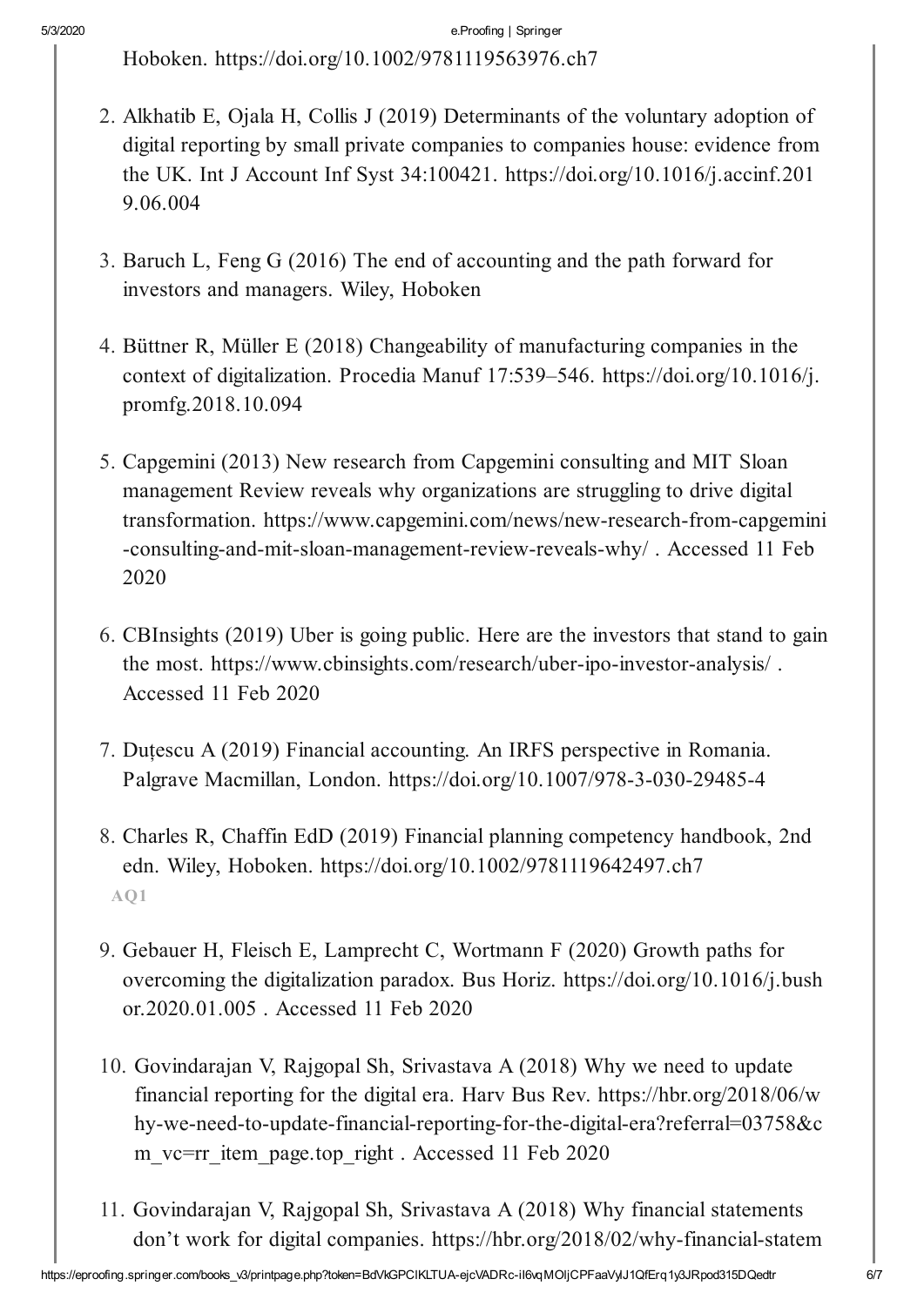Hoboken. https://doi.org/10.1002/9781119563976.ch7

2. Alkhatib E, Ojala H, Collis J (2019) Determinants of the voluntary adoption of digital reporting by small private companies to companies house: evidence from the UK. Int J Account Inf Syst 34:100421. https://doi.org/10.1016/j.accinf.2019.06.004

3. Baruch L, Feng G (2016) The end of accounting and the path forward for investors and managers. Wiley, Hoboken

4. Büttner R, Müller E (2018) Changeability of manufacturing companies in the context of digitalization. Procedia Manuf 17:539–546. https://doi.org/10.1016/j.promfg.2018.10.094

5. Capgemini (2013) New research from Capgemini consulting and MIT Sloan management Review reveals why organizations are struggling to drive digital transformation. https://www.capgemini.com/news/new-research-from-capgemini-consulting-and-mit-sloan-management-review-reveals-why/ . Accessed 11 Feb 2020

6. CBInsights (2019) Uber is going public. Here are the investors that stand to gain the most. https://www.cbinsights.com/research/uber-ipo-investor-analysis/ . Accessed 11 Feb 2020

7. Duțescu A (2019) Financial accounting. An IRFS perspective in Romania. Palgrave Macmillan, London. https://doi.org/10.1007/978-3-030-29485-4

8. Charles R, Chaffin EdD (2019) Financial planning competency handbook, 2nd edn. Wiley, Hoboken. https://doi.org/10.1002/9781119642497.ch7
   AQ1

9. Gebauer H, Fleisch E, Lamprecht C, Wortmann F (2020) Growth paths for overcoming the digitalization paradox. Bus Horiz. https://doi.org/10.1016/j.bushor.2020.01.005 . Accessed 11 Feb 2020

10. Govindarajan V, Rajgopal Sh, Srivastava A (2018) Why we need to update financial reporting for the digital era. Harv Bus Rev. https://hbr.org/2018/06/why-we-need-to-update-financial-reporting-for-the-digital-era?referral=03758&cm_vc=rr_item_page.top_right . Accessed 11 Feb 2020

11. Govindarajan V, Rajgopal Sh, Srivastava A (2018) Why financial statements don't work for digital companies. https://hbr.org/2018/02/why-financial-statem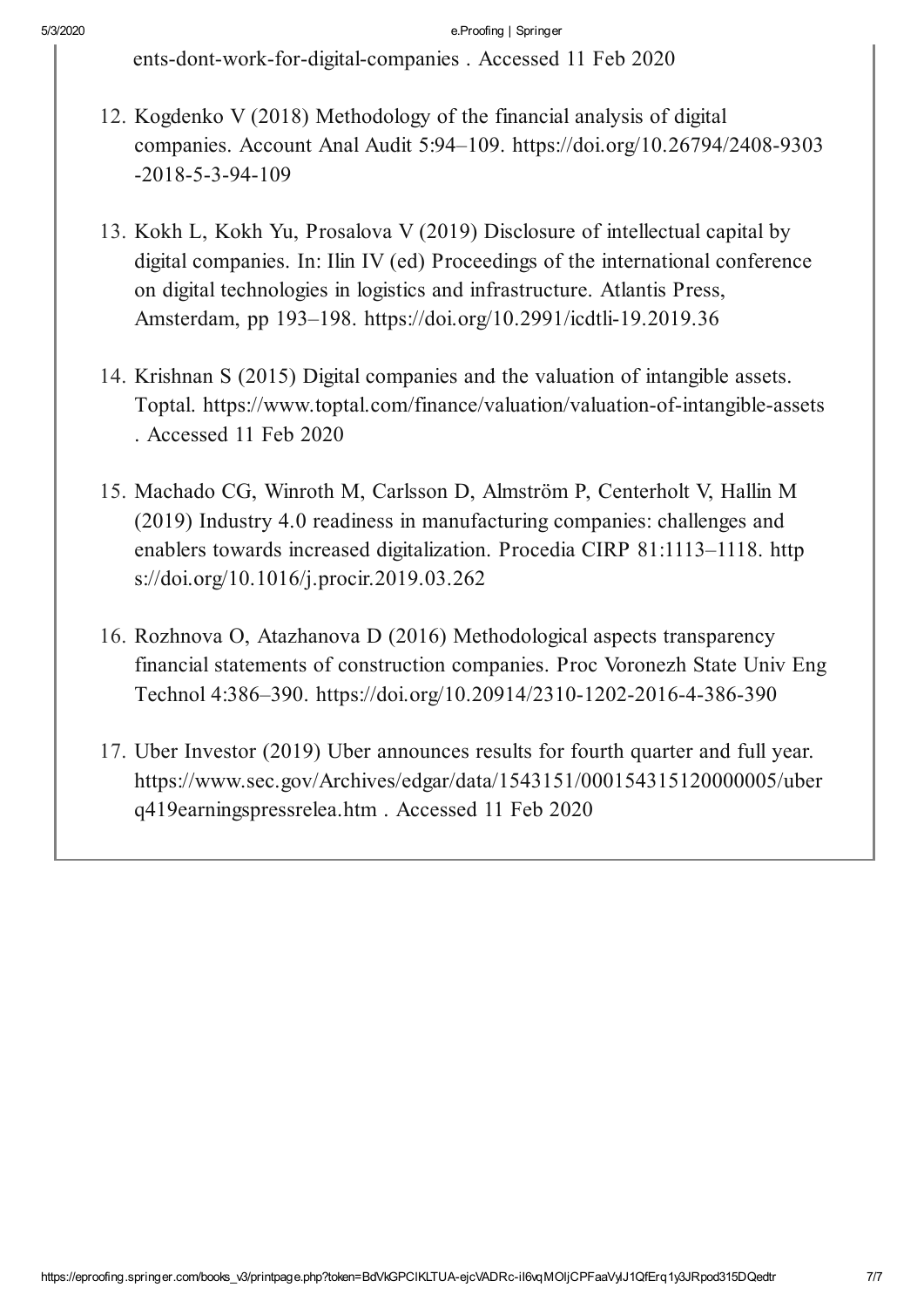ents-dont-work-for-digital-companies . Accessed 11 Feb 2020

12. Kogdenko V (2018) Methodology of the financial analysis of digital companies. Account Anal Audit 5:94–109. https://doi.org/10.26794/2408-9303-2018-5-3-94-109

13. Kokh L, Kokh Yu, Prosalova V (2019) Disclosure of intellectual capital by digital companies. In: Ilin IV (ed) Proceedings of the international conference on digital technologies in logistics and infrastructure. Atlantis Press, Amsterdam, pp 193–198. https://doi.org/10.2991/icdtli-19.2019.36

14. Krishnan S (2015) Digital companies and the valuation of intangible assets. Toptal. https://www.toptal.com/finance/valuation/valuation-of-intangible-assets . Accessed 11 Feb 2020

15. Machado CG, Winroth M, Carlsson D, Almström P, Centerholt V, Hallin M (2019) Industry 4.0 readiness in manufacturing companies: challenges and enablers towards increased digitalization. Procedia CIRP 81:1113–1118. https://doi.org/10.1016/j.procir.2019.03.262

16. Rozhnova O, Atazhanova D (2016) Methodological aspects transparency financial statements of construction companies. Proc Voronezh State Univ Eng Technol 4:386–390. https://doi.org/10.20914/2310-1202-2016-4-386-390

17. Uber Investor (2019) Uber announces results for fourth quarter and full year. https://www.sec.gov/Archives/edgar/data/1543151/000154315120000005/uberq419earningspressrelea.htm . Accessed 11 Feb 2020